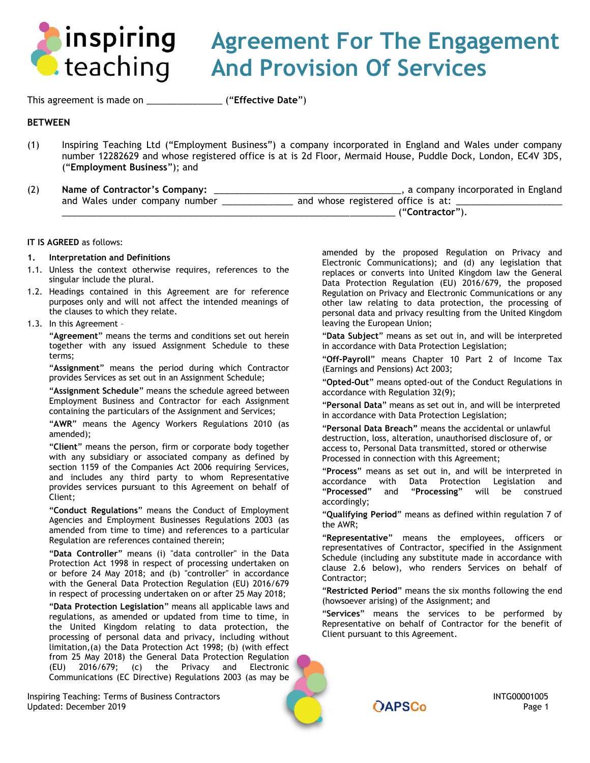# Agreement For The Engagement And Provision Of Services

This agreement is made on _______________ ("**Effective Date**")

**BETWEEN**

(1) Inspiring Teaching Ltd ("Employment Business") a company incorporated in England and Wales under company number 12282629 and whose registered office is at is 2d Floor, Mermaid House, Puddle Dock, London, EC4V 3DS, ("**Employment Business**"); and

(2) **Name of Contractor's Company:** _____________________________________, a company incorporated in England and Wales under company number _____________ and whose registered office is at: ____________________ ________________________________________________________________ ("**Contractor**").

**IT IS AGREED** as follows:

**1. Interpretation and Definitions**

1.1. Unless the context otherwise requires, references to the singular include the plural.

1.2. Headings contained in this Agreement are for reference purposes only and will not affect the intended meanings of the clauses to which they relate.

1.3. In this Agreement –

"**Agreement**" means the terms and conditions set out herein together with any issued Assignment Schedule to these terms;

"**Assignment**" means the period during which Contractor provides Services as set out in an Assignment Schedule;

"**Assignment Schedule**" means the schedule agreed between Employment Business and Contractor for each Assignment containing the particulars of the Assignment and Services;

"**AWR**" means the Agency Workers Regulations 2010 (as amended);

"**Client**" means the person, firm or corporate body together with any subsidiary or associated company as defined by section 1159 of the Companies Act 2006 requiring Services, and includes any third party to whom Representative provides services pursuant to this Agreement on behalf of Client;

"**Conduct Regulations**" means the Conduct of Employment Agencies and Employment Businesses Regulations 2003 (as amended from time to time) and references to a particular Regulation are references contained therein;

"**Data Controller**" means (i) "data controller" in the Data Protection Act 1998 in respect of processing undertaken on or before 24 May 2018; and (b) "controller" in accordance with the General Data Protection Regulation (EU) 2016/679 in respect of processing undertaken on or after 25 May 2018;

"**Data Protection Legislation**" means all applicable laws and regulations, as amended or updated from time to time, in the United Kingdom relating to data protection, the processing of personal data and privacy, including without limitation,(a) the Data Protection Act 1998; (b) (with effect from 25 May 2018) the General Data Protection Regulation (EU) 2016/679; (c) the Privacy and Electronic Communications (EC Directive) Regulations 2003 (as may be amended by the proposed Regulation on Privacy and Electronic Communications); and (d) any legislation that replaces or converts into United Kingdom law the General Data Protection Regulation (EU) 2016/679, the proposed Regulation on Privacy and Electronic Communications or any other law relating to data protection, the processing of personal data and privacy resulting from the United Kingdom leaving the European Union;

"**Data Subject**" means as set out in, and will be interpreted in accordance with Data Protection Legislation;

"**Off-Payroll**" means Chapter 10 Part 2 of Income Tax (Earnings and Pensions) Act 2003;

"**Opted-Out**" means opted-out of the Conduct Regulations in accordance with Regulation 32(9);

"**Personal Data**" means as set out in, and will be interpreted in accordance with Data Protection Legislation;

"**Personal Data Breach**" means the accidental or unlawful destruction, loss, alteration, unauthorised disclosure of, or access to, Personal Data transmitted, stored or otherwise Processed in connection with this Agreement;

"**Process**" means as set out in, and will be interpreted in accordance with Data Protection Legislation and "**Processed**" and "**Processing**" will be construed accordingly;

"**Qualifying Period**" means as defined within regulation 7 of the AWR;

"**Representative**" means the employees, officers or representatives of Contractor, specified in the Assignment Schedule (including any substitute made in accordance with clause 2.6 below), who renders Services on behalf of Contractor;

"**Restricted Period**" means the six months following the end (howsoever arising) of the Assignment; and

"**Services**" means the services to be performed by Representative on behalf of Contractor for the benefit of Client pursuant to this Agreement.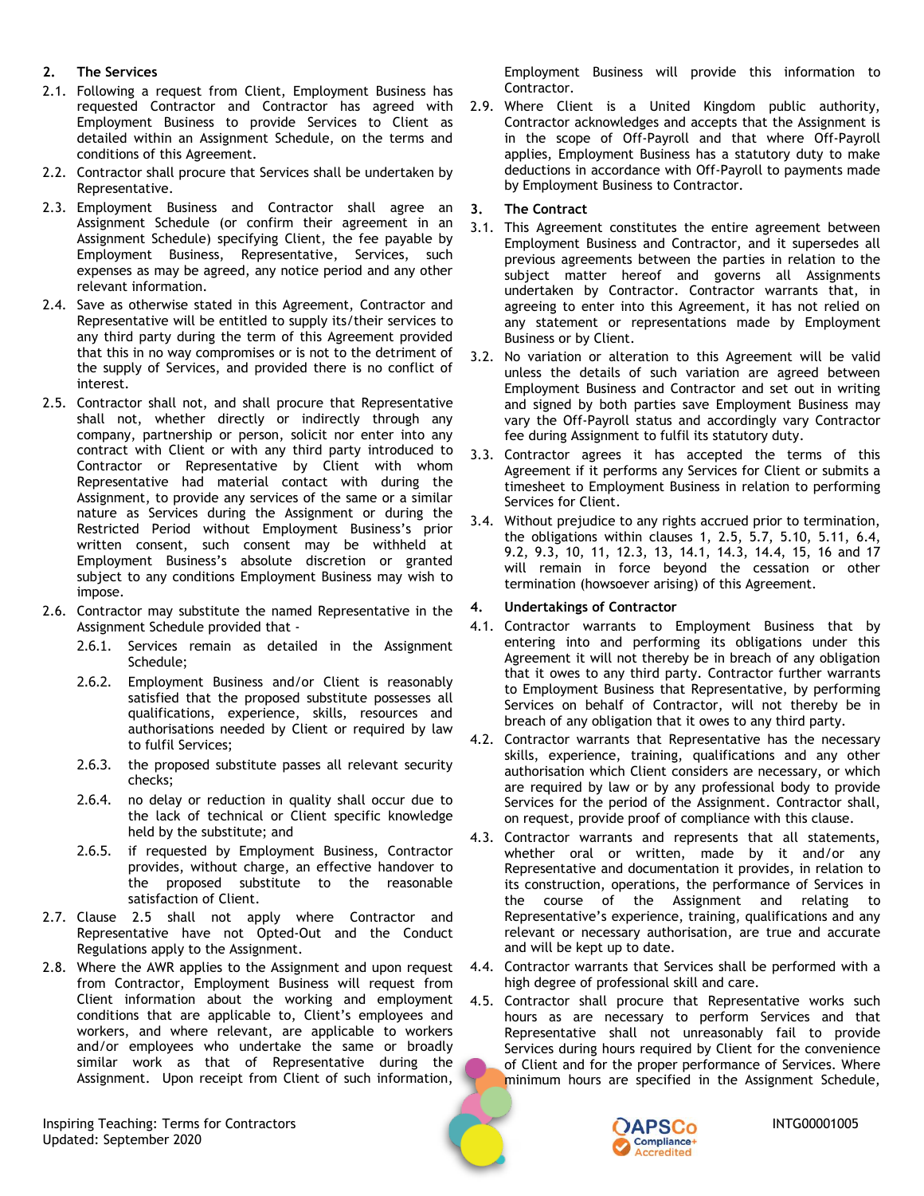## 2. The Services

2.1. Following a request from Client, Employment Business has requested Contractor and Contractor has agreed with Employment Business to provide Services to Client as detailed within an Assignment Schedule, on the terms and conditions of this Agreement.

2.2. Contractor shall procure that Services shall be undertaken by Representative.

2.3. Employment Business and Contractor shall agree an Assignment Schedule (or confirm their agreement in an Assignment Schedule) specifying Client, the fee payable by Employment Business, Representative, Services, such expenses as may be agreed, any notice period and any other relevant information.

2.4. Save as otherwise stated in this Agreement, Contractor and Representative will be entitled to supply its/their services to any third party during the term of this Agreement provided that this in no way compromises or is not to the detriment of the supply of Services, and provided there is no conflict of interest.

2.5. Contractor shall not, and shall procure that Representative shall not, whether directly or indirectly through any company, partnership or person, solicit nor enter into any contract with Client or with any third party introduced to Contractor or Representative by Client with whom Representative had material contact with during the Assignment, to provide any services of the same or a similar nature as Services during the Assignment or during the Restricted Period without Employment Business's prior written consent, such consent may be withheld at Employment Business's absolute discretion or granted subject to any conditions Employment Business may wish to impose.

2.6. Contractor may substitute the named Representative in the Assignment Schedule provided that -

2.6.1. Services remain as detailed in the Assignment Schedule;

2.6.2. Employment Business and/or Client is reasonably satisfied that the proposed substitute possesses all qualifications, experience, skills, resources and authorisations needed by Client or required by law to fulfil Services;

2.6.3. the proposed substitute passes all relevant security checks;

2.6.4. no delay or reduction in quality shall occur due to the lack of technical or Client specific knowledge held by the substitute; and

2.6.5. if requested by Employment Business, Contractor provides, without charge, an effective handover to the proposed substitute to the reasonable satisfaction of Client.

2.7. Clause 2.5 shall not apply where Contractor and Representative have not Opted-Out and the Conduct Regulations apply to the Assignment.

2.8. Where the AWR applies to the Assignment and upon request from Contractor, Employment Business will request from Client information about the working and employment conditions that are applicable to, Client's employees and workers, and where relevant, are applicable to workers and/or employees who undertake the same or broadly similar work as that of Representative during the Assignment. Upon receipt from Client of such information, Employment Business will provide this information to Contractor.

2.9. Where Client is a United Kingdom public authority, Contractor acknowledges and accepts that the Assignment is in the scope of Off-Payroll and that where Off-Payroll applies, Employment Business has a statutory duty to make deductions in accordance with Off-Payroll to payments made by Employment Business to Contractor.

## 3. The Contract

3.1. This Agreement constitutes the entire agreement between Employment Business and Contractor, and it supersedes all previous agreements between the parties in relation to the subject matter hereof and governs all Assignments undertaken by Contractor. Contractor warrants that, in agreeing to enter into this Agreement, it has not relied on any statement or representations made by Employment Business or by Client.

3.2. No variation or alteration to this Agreement will be valid unless the details of such variation are agreed between Employment Business and Contractor and set out in writing and signed by both parties save Employment Business may vary the Off-Payroll status and accordingly vary Contractor fee during Assignment to fulfil its statutory duty.

3.3. Contractor agrees it has accepted the terms of this Agreement if it performs any Services for Client or submits a timesheet to Employment Business in relation to performing Services for Client.

3.4. Without prejudice to any rights accrued prior to termination, the obligations within clauses 1, 2.5, 5.7, 5.10, 5.11, 6.4, 9.2, 9.3, 10, 11, 12.3, 13, 14.1, 14.3, 14.4, 15, 16 and 17 will remain in force beyond the cessation or other termination (howsoever arising) of this Agreement.

## 4. Undertakings of Contractor

4.1. Contractor warrants to Employment Business that by entering into and performing its obligations under this Agreement it will not thereby be in breach of any obligation that it owes to any third party. Contractor further warrants to Employment Business that Representative, by performing Services on behalf of Contractor, will not thereby be in breach of any obligation that it owes to any third party.

4.2. Contractor warrants that Representative has the necessary skills, experience, training, qualifications and any other authorisation which Client considers are necessary, or which are required by law or by any professional body to provide Services for the period of the Assignment. Contractor shall, on request, provide proof of compliance with this clause.

4.3. Contractor warrants and represents that all statements, whether oral or written, made by it and/or any Representative and documentation it provides, in relation to its construction, operations, the performance of Services in the course of the Assignment and relating to Representative's experience, training, qualifications and any relevant or necessary authorisation, are true and accurate and will be kept up to date.

4.4. Contractor warrants that Services shall be performed with a high degree of professional skill and care.

4.5. Contractor shall procure that Representative works such hours as are necessary to perform Services and that Representative shall not unreasonably fail to provide Services during hours required by Client for the convenience of Client and for the proper performance of Services. Where minimum hours are specified in the Assignment Schedule,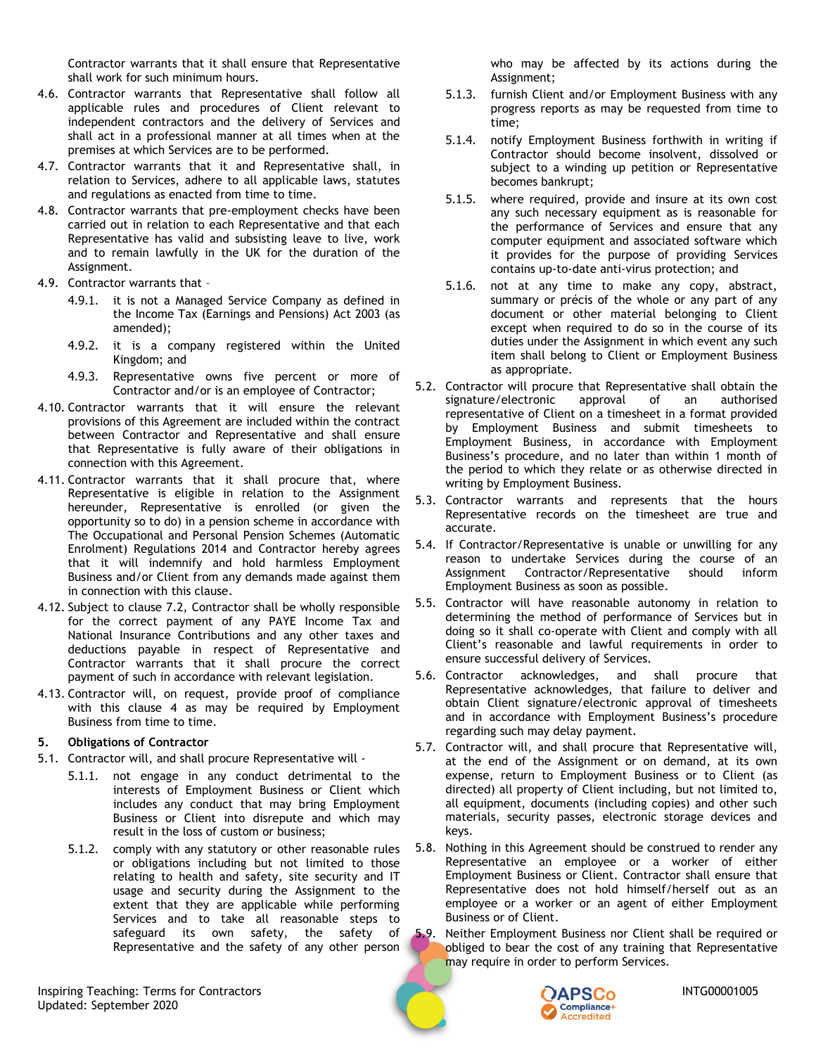Contractor warrants that it shall ensure that Representative shall work for such minimum hours.

4.6. Contractor warrants that Representative shall follow all applicable rules and procedures of Client relevant to independent contractors and the delivery of Services and shall act in a professional manner at all times when at the premises at which Services are to be performed.

4.7. Contractor warrants that it and Representative shall, in relation to Services, adhere to all applicable laws, statutes and regulations as enacted from time to time.

4.8. Contractor warrants that pre-employment checks have been carried out in relation to each Representative and that each Representative has valid and subsisting leave to live, work and to remain lawfully in the UK for the duration of the Assignment.

4.9. Contractor warrants that –

- 4.9.1. it is not a Managed Service Company as defined in the Income Tax (Earnings and Pensions) Act 2003 (as amended);
- 4.9.2. it is a company registered within the United Kingdom; and
- 4.9.3. Representative owns five percent or more of Contractor and/or is an employee of Contractor;

4.10. Contractor warrants that it will ensure the relevant provisions of this Agreement are included within the contract between Contractor and Representative and shall ensure that Representative is fully aware of their obligations in connection with this Agreement.

4.11. Contractor warrants that it shall procure that, where Representative is eligible in relation to the Assignment hereunder, Representative is enrolled (or given the opportunity so to do) in a pension scheme in accordance with The Occupational and Personal Pension Schemes (Automatic Enrolment) Regulations 2014 and Contractor hereby agrees that it will indemnify and hold harmless Employment Business and/or Client from any demands made against them in connection with this clause.

4.12. Subject to clause 7.2, Contractor shall be wholly responsible for the correct payment of any PAYE Income Tax and National Insurance Contributions and any other taxes and deductions payable in respect of Representative and Contractor warrants that it shall procure the correct payment of such in accordance with relevant legislation.

4.13. Contractor will, on request, provide proof of compliance with this clause 4 as may be required by Employment Business from time to time.

**5. Obligations of Contractor**

5.1. Contractor will, and shall procure Representative will -

- 5.1.1. not engage in any conduct detrimental to the interests of Employment Business or Client which includes any conduct that may bring Employment Business or Client into disrepute and which may result in the loss of custom or business;
- 5.1.2. comply with any statutory or other reasonable rules or obligations including but not limited to those relating to health and safety, site security and IT usage and security during the Assignment to the extent that they are applicable while performing Services and to take all reasonable steps to safeguard its own safety, the safety of Representative and the safety of any other person who may be affected by its actions during the Assignment;
- 5.1.3. furnish Client and/or Employment Business with any progress reports as may be requested from time to time;
- 5.1.4. notify Employment Business forthwith in writing if Contractor should become insolvent, dissolved or subject to a winding up petition or Representative becomes bankrupt;
- 5.1.5. where required, provide and insure at its own cost any such necessary equipment as is reasonable for the performance of Services and ensure that any computer equipment and associated software which it provides for the purpose of providing Services contains up-to-date anti-virus protection; and
- 5.1.6. not at any time to make any copy, abstract, summary or précis of the whole or any part of any document or other material belonging to Client except when required to do so in the course of its duties under the Assignment in which event any such item shall belong to Client or Employment Business as appropriate.

5.2. Contractor will procure that Representative shall obtain the signature/electronic approval of an authorised representative of Client on a timesheet in a format provided by Employment Business and submit timesheets to Employment Business, in accordance with Employment Business's procedure, and no later than within 1 month of the period to which they relate or as otherwise directed in writing by Employment Business.

5.3. Contractor warrants and represents that the hours Representative records on the timesheet are true and accurate.

5.4. If Contractor/Representative is unable or unwilling for any reason to undertake Services during the course of an Assignment Contractor/Representative should inform Employment Business as soon as possible.

5.5. Contractor will have reasonable autonomy in relation to determining the method of performance of Services but in doing so it shall co-operate with Client and comply with all Client's reasonable and lawful requirements in order to ensure successful delivery of Services.

5.6. Contractor acknowledges, and shall procure that Representative acknowledges, that failure to deliver and obtain Client signature/electronic approval of timesheets and in accordance with Employment Business's procedure regarding such may delay payment.

5.7. Contractor will, and shall procure that Representative will, at the end of the Assignment or on demand, at its own expense, return to Employment Business or to Client (as directed) all property of Client including, but not limited to, all equipment, documents (including copies) and other such materials, security passes, electronic storage devices and keys.

5.8. Nothing in this Agreement should be construed to render any Representative an employee or a worker of either Employment Business or Client. Contractor shall ensure that Representative does not hold himself/herself out as an employee or a worker or an agent of either Employment Business or of Client.

5.9. Neither Employment Business nor Client shall be required or obliged to bear the cost of any training that Representative may require in order to perform Services.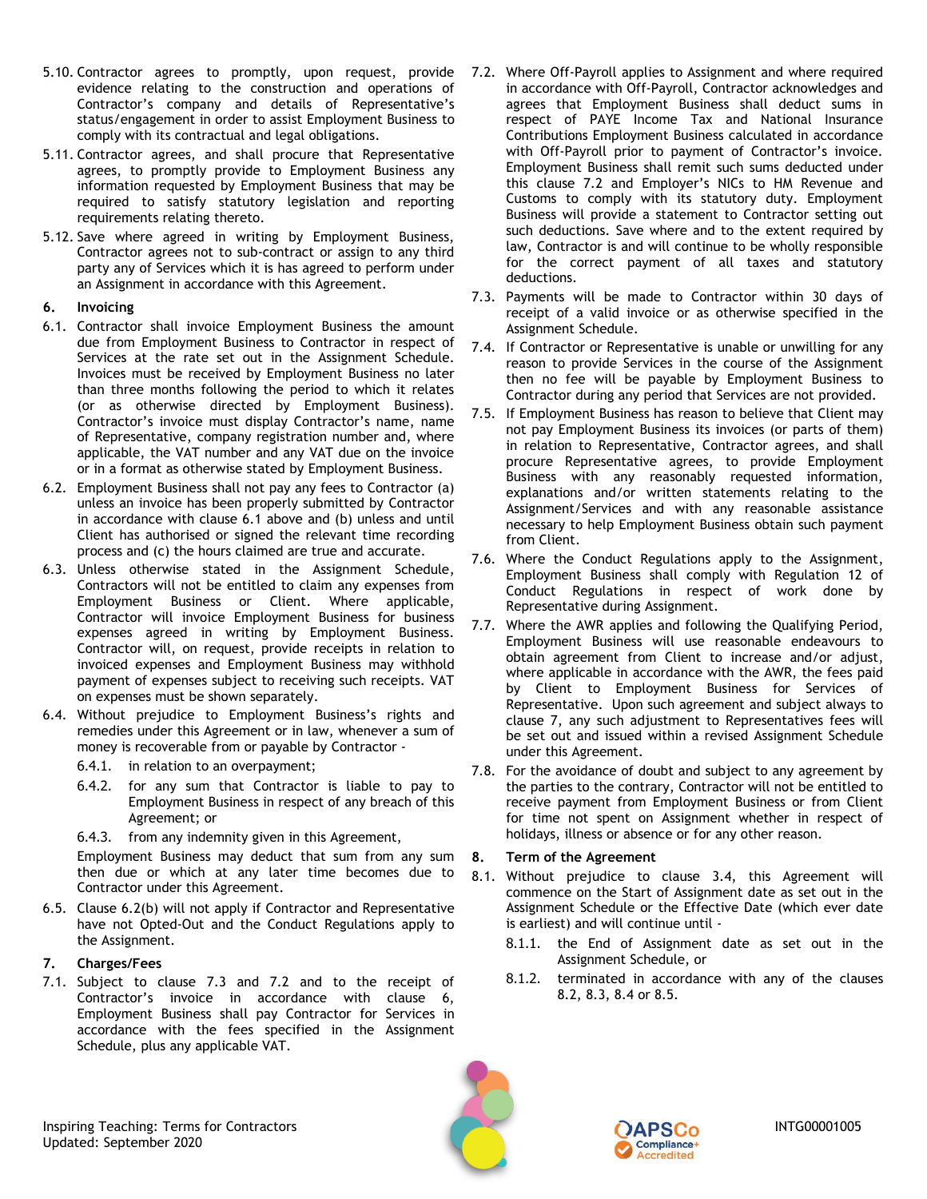5.10. Contractor agrees to promptly, upon request, provide evidence relating to the construction and operations of Contractor's company and details of Representative's status/engagement in order to assist Employment Business to comply with its contractual and legal obligations.

5.11. Contractor agrees, and shall procure that Representative agrees, to promptly provide to Employment Business any information requested by Employment Business that may be required to satisfy statutory legislation and reporting requirements relating thereto.

5.12. Save where agreed in writing by Employment Business, Contractor agrees not to sub-contract or assign to any third party any of Services which it is has agreed to perform under an Assignment in accordance with this Agreement.

## 6. Invoicing

6.1. Contractor shall invoice Employment Business the amount due from Employment Business to Contractor in respect of Services at the rate set out in the Assignment Schedule. Invoices must be received by Employment Business no later than three months following the period to which it relates (or as otherwise directed by Employment Business). Contractor's invoice must display Contractor's name, name of Representative, company registration number and, where applicable, the VAT number and any VAT due on the invoice or in a format as otherwise stated by Employment Business.

6.2. Employment Business shall not pay any fees to Contractor (a) unless an invoice has been properly submitted by Contractor in accordance with clause 6.1 above and (b) unless and until Client has authorised or signed the relevant time recording process and (c) the hours claimed are true and accurate.

6.3. Unless otherwise stated in the Assignment Schedule, Contractors will not be entitled to claim any expenses from Employment Business or Client. Where applicable, Contractor will invoice Employment Business for business expenses agreed in writing by Employment Business. Contractor will, on request, provide receipts in relation to invoiced expenses and Employment Business may withhold payment of expenses subject to receiving such receipts. VAT on expenses must be shown separately.

6.4. Without prejudice to Employment Business's rights and remedies under this Agreement or in law, whenever a sum of money is recoverable from or payable by Contractor -

- 6.4.1. in relation to an overpayment;
- 6.4.2. for any sum that Contractor is liable to pay to Employment Business in respect of any breach of this Agreement; or
- 6.4.3. from any indemnity given in this Agreement,

Employment Business may deduct that sum from any sum then due or which at any later time becomes due to Contractor under this Agreement.

6.5. Clause 6.2(b) will not apply if Contractor and Representative have not Opted-Out and the Conduct Regulations apply to the Assignment.

## 7. Charges/Fees

7.1. Subject to clause 7.3 and 7.2 and to the receipt of Contractor's invoice in accordance with clause 6, Employment Business shall pay Contractor for Services in accordance with the fees specified in the Assignment Schedule, plus any applicable VAT.

7.2. Where Off-Payroll applies to Assignment and where required in accordance with Off-Payroll, Contractor acknowledges and agrees that Employment Business shall deduct sums in respect of PAYE Income Tax and National Insurance Contributions Employment Business calculated in accordance with Off-Payroll prior to payment of Contractor's invoice. Employment Business shall remit such sums deducted under this clause 7.2 and Employer's NICs to HM Revenue and Customs to comply with its statutory duty. Employment Business will provide a statement to Contractor setting out such deductions. Save where and to the extent required by law, Contractor is and will continue to be wholly responsible for the correct payment of all taxes and statutory deductions.

7.3. Payments will be made to Contractor within 30 days of receipt of a valid invoice or as otherwise specified in the Assignment Schedule.

7.4. If Contractor or Representative is unable or unwilling for any reason to provide Services in the course of the Assignment then no fee will be payable by Employment Business to Contractor during any period that Services are not provided.

7.5. If Employment Business has reason to believe that Client may not pay Employment Business its invoices (or parts of them) in relation to Representative, Contractor agrees, and shall procure Representative agrees, to provide Employment Business with any reasonably requested information, explanations and/or written statements relating to the Assignment/Services and with any reasonable assistance necessary to help Employment Business obtain such payment from Client.

7.6. Where the Conduct Regulations apply to the Assignment, Employment Business shall comply with Regulation 12 of Conduct Regulations in respect of work done by Representative during Assignment.

7.7. Where the AWR applies and following the Qualifying Period, Employment Business will use reasonable endeavours to obtain agreement from Client to increase and/or adjust, where applicable in accordance with the AWR, the fees paid by Client to Employment Business for Services of Representative. Upon such agreement and subject always to clause 7, any such adjustment to Representatives fees will be set out and issued within a revised Assignment Schedule under this Agreement.

7.8. For the avoidance of doubt and subject to any agreement by the parties to the contrary, Contractor will not be entitled to receive payment from Employment Business or from Client for time not spent on Assignment whether in respect of holidays, illness or absence or for any other reason.

## 8. Term of the Agreement

8.1. Without prejudice to clause 3.4, this Agreement will commence on the Start of Assignment date as set out in the Assignment Schedule or the Effective Date (which ever date is earliest) and will continue until -

- 8.1.1. the End of Assignment date as set out in the Assignment Schedule, or
- 8.1.2. terminated in accordance with any of the clauses 8.2, 8.3, 8.4 or 8.5.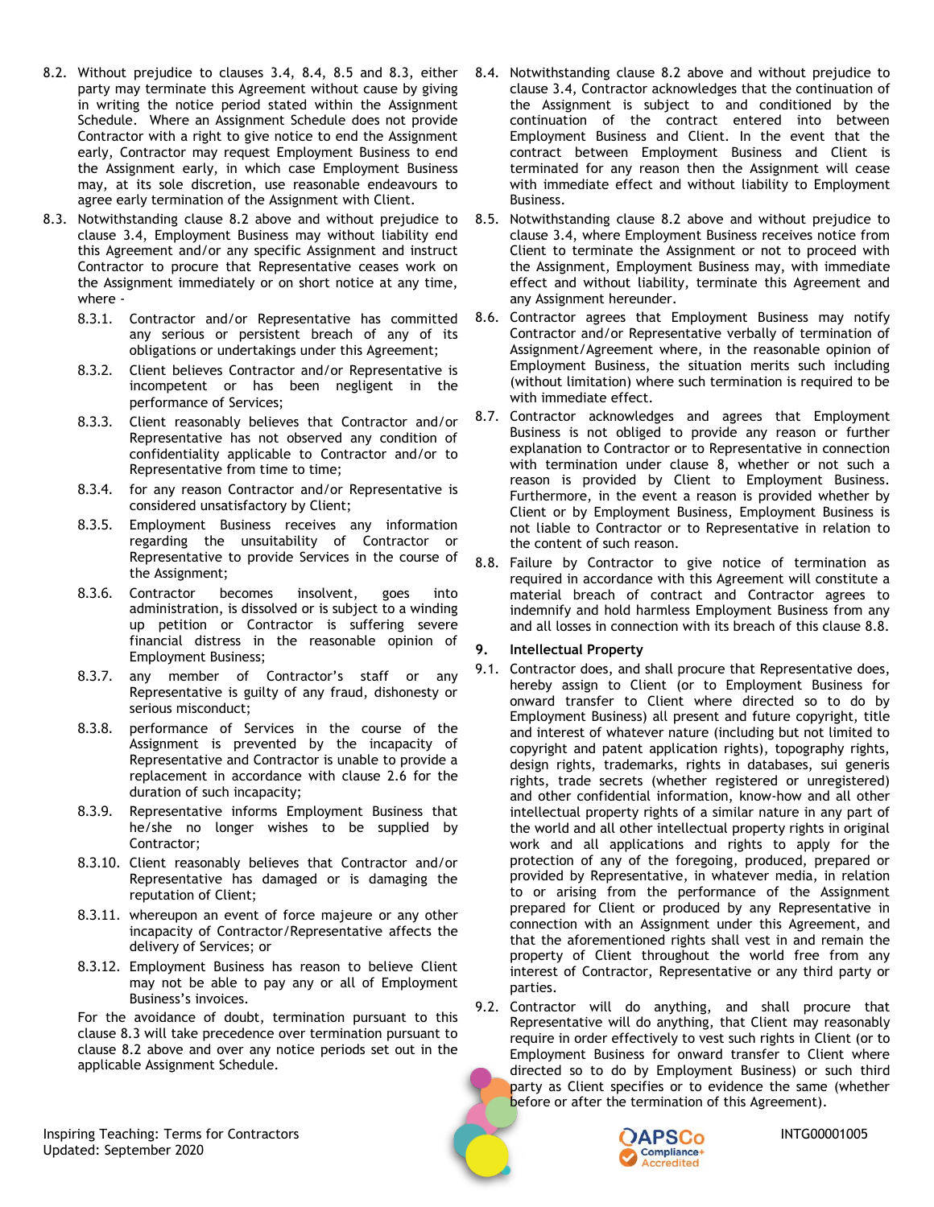8.2. Without prejudice to clauses 3.4, 8.4, 8.5 and 8.3, either party may terminate this Agreement without cause by giving in writing the notice period stated within the Assignment Schedule. Where an Assignment Schedule does not provide Contractor with a right to give notice to end the Assignment early, Contractor may request Employment Business to end the Assignment early, in which case Employment Business may, at its sole discretion, use reasonable endeavours to agree early termination of the Assignment with Client.

8.3. Notwithstanding clause 8.2 above and without prejudice to clause 3.4, Employment Business may without liability end this Agreement and/or any specific Assignment and instruct Contractor to procure that Representative ceases work on the Assignment immediately or on short notice at any time, where -

8.3.1. Contractor and/or Representative has committed any serious or persistent breach of any of its obligations or undertakings under this Agreement;

8.3.2. Client believes Contractor and/or Representative is incompetent or has been negligent in the performance of Services;

8.3.3. Client reasonably believes that Contractor and/or Representative has not observed any condition of confidentiality applicable to Contractor and/or to Representative from time to time;

8.3.4. for any reason Contractor and/or Representative is considered unsatisfactory by Client;

8.3.5. Employment Business receives any information regarding the unsuitability of Contractor or Representative to provide Services in the course of the Assignment;

8.3.6. Contractor becomes insolvent, goes into administration, is dissolved or is subject to a winding up petition or Contractor is suffering severe financial distress in the reasonable opinion of Employment Business;

8.3.7. any member of Contractor's staff or any Representative is guilty of any fraud, dishonesty or serious misconduct;

8.3.8. performance of Services in the course of the Assignment is prevented by the incapacity of Representative and Contractor is unable to provide a replacement in accordance with clause 2.6 for the duration of such incapacity;

8.3.9. Representative informs Employment Business that he/she no longer wishes to be supplied by Contractor;

8.3.10. Client reasonably believes that Contractor and/or Representative has damaged or is damaging the reputation of Client;

8.3.11. whereupon an event of force majeure or any other incapacity of Contractor/Representative affects the delivery of Services; or

8.3.12. Employment Business has reason to believe Client may not be able to pay any or all of Employment Business's invoices.

For the avoidance of doubt, termination pursuant to this clause 8.3 will take precedence over termination pursuant to clause 8.2 above and over any notice periods set out in the applicable Assignment Schedule.

8.4. Notwithstanding clause 8.2 above and without prejudice to clause 3.4, Contractor acknowledges that the continuation of the Assignment is subject to and conditioned by the continuation of the contract entered into between Employment Business and Client. In the event that the contract between Employment Business and Client is terminated for any reason then the Assignment will cease with immediate effect and without liability to Employment Business.

8.5. Notwithstanding clause 8.2 above and without prejudice to clause 3.4, where Employment Business receives notice from Client to terminate the Assignment or not to proceed with the Assignment, Employment Business may, with immediate effect and without liability, terminate this Agreement and any Assignment hereunder.

8.6. Contractor agrees that Employment Business may notify Contractor and/or Representative verbally of termination of Assignment/Agreement where, in the reasonable opinion of Employment Business, the situation merits such including (without limitation) where such termination is required to be with immediate effect.

8.7. Contractor acknowledges and agrees that Employment Business is not obliged to provide any reason or further explanation to Contractor or to Representative in connection with termination under clause 8, whether or not such a reason is provided by Client to Employment Business. Furthermore, in the event a reason is provided whether by Client or by Employment Business, Employment Business is not liable to Contractor or to Representative in relation to the content of such reason.

8.8. Failure by Contractor to give notice of termination as required in accordance with this Agreement will constitute a material breach of contract and Contractor agrees to indemnify and hold harmless Employment Business from any and all losses in connection with its breach of this clause 8.8.

## 9. Intellectual Property

9.1. Contractor does, and shall procure that Representative does, hereby assign to Client (or to Employment Business for onward transfer to Client where directed so to do by Employment Business) all present and future copyright, title and interest of whatever nature (including but not limited to copyright and patent application rights), topography rights, design rights, trademarks, rights in databases, sui generis rights, trade secrets (whether registered or unregistered) and other confidential information, know-how and all other intellectual property rights of a similar nature in any part of the world and all other intellectual property rights in original work and all applications and rights to apply for the protection of any of the foregoing, produced, prepared or provided by Representative, in whatever media, in relation to or arising from the performance of the Assignment prepared for Client or produced by any Representative in connection with an Assignment under this Agreement, and that the aforementioned rights shall vest in and remain the property of Client throughout the world free from any interest of Contractor, Representative or any third party or parties.

9.2. Contractor will do anything, and shall procure that Representative will do anything, that Client may reasonably require in order effectively to vest such rights in Client (or to Employment Business for onward transfer to Client where directed so to do by Employment Business) or such third party as Client specifies or to evidence the same (whether before or after the termination of this Agreement).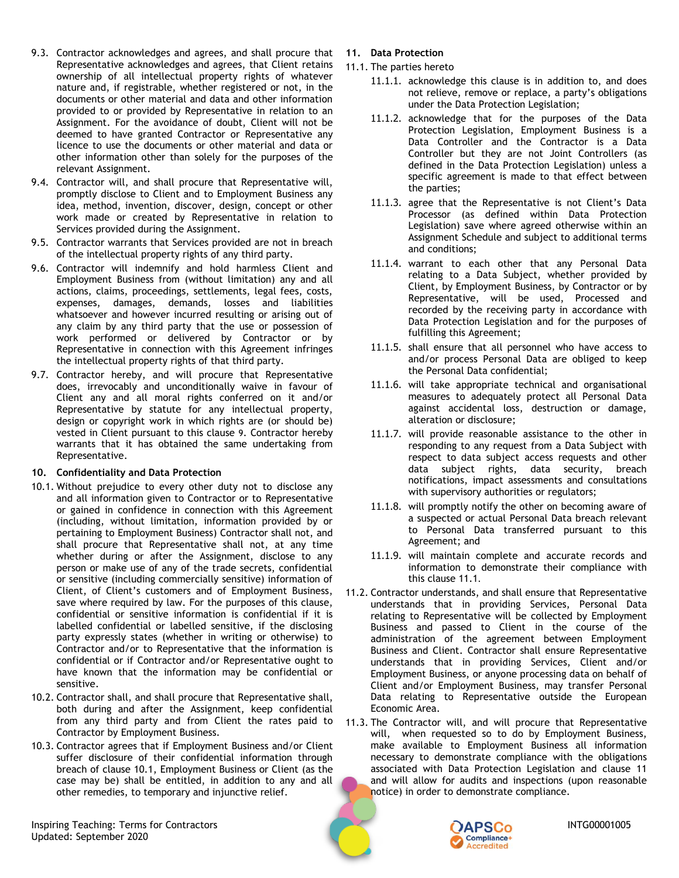9.3. Contractor acknowledges and agrees, and shall procure that Representative acknowledges and agrees, that Client retains ownership of all intellectual property rights of whatever nature and, if registrable, whether registered or not, in the documents or other material and data and other information provided to or provided by Representative in relation to an Assignment. For the avoidance of doubt, Client will not be deemed to have granted Contractor or Representative any licence to use the documents or other material and data or other information other than solely for the purposes of the relevant Assignment.

9.4. Contractor will, and shall procure that Representative will, promptly disclose to Client and to Employment Business any idea, method, invention, discover, design, concept or other work made or created by Representative in relation to Services provided during the Assignment.

9.5. Contractor warrants that Services provided are not in breach of the intellectual property rights of any third party.

9.6. Contractor will indemnify and hold harmless Client and Employment Business from (without limitation) any and all actions, claims, proceedings, settlements, legal fees, costs, expenses, damages, demands, losses and liabilities whatsoever and however incurred resulting or arising out of any claim by any third party that the use or possession of work performed or delivered by Contractor or by Representative in connection with this Agreement infringes the intellectual property rights of that third party.

9.7. Contractor hereby, and will procure that Representative does, irrevocably and unconditionally waive in favour of Client any and all moral rights conferred on it and/or Representative by statute for any intellectual property, design or copyright work in which rights are (or should be) vested in Client pursuant to this clause 9. Contractor hereby warrants that it has obtained the same undertaking from Representative.

## 10. Confidentiality and Data Protection

10.1. Without prejudice to every other duty not to disclose any and all information given to Contractor or to Representative or gained in confidence in connection with this Agreement (including, without limitation, information provided by or pertaining to Employment Business) Contractor shall not, and shall procure that Representative shall not, at any time whether during or after the Assignment, disclose to any person or make use of any of the trade secrets, confidential or sensitive (including commercially sensitive) information of Client, of Client's customers and of Employment Business, save where required by law. For the purposes of this clause, confidential or sensitive information is confidential if it is labelled confidential or labelled sensitive, if the disclosing party expressly states (whether in writing or otherwise) to Contractor and/or to Representative that the information is confidential or if Contractor and/or Representative ought to have known that the information may be confidential or sensitive.

10.2. Contractor shall, and shall procure that Representative shall, both during and after the Assignment, keep confidential from any third party and from Client the rates paid to Contractor by Employment Business.

10.3. Contractor agrees that if Employment Business and/or Client suffer disclosure of their confidential information through breach of clause 10.1, Employment Business or Client (as the case may be) shall be entitled, in addition to any and all other remedies, to temporary and injunctive relief.

## 11. Data Protection

11.1. The parties hereto

- 11.1.1. acknowledge this clause is in addition to, and does not relieve, remove or replace, a party's obligations under the Data Protection Legislation;
- 11.1.2. acknowledge that for the purposes of the Data Protection Legislation, Employment Business is a Data Controller and the Contractor is a Data Controller but they are not Joint Controllers (as defined in the Data Protection Legislation) unless a specific agreement is made to that effect between the parties;
- 11.1.3. agree that the Representative is not Client's Data Processor (as defined within Data Protection Legislation) save where agreed otherwise within an Assignment Schedule and subject to additional terms and conditions;
- 11.1.4. warrant to each other that any Personal Data relating to a Data Subject, whether provided by Client, by Employment Business, by Contractor or by Representative, will be used, Processed and recorded by the receiving party in accordance with Data Protection Legislation and for the purposes of fulfilling this Agreement;
- 11.1.5. shall ensure that all personnel who have access to and/or process Personal Data are obliged to keep the Personal Data confidential;
- 11.1.6. will take appropriate technical and organisational measures to adequately protect all Personal Data against accidental loss, destruction or damage, alteration or disclosure;
- 11.1.7. will provide reasonable assistance to the other in responding to any request from a Data Subject with respect to data subject access requests and other data subject rights, data security, breach notifications, impact assessments and consultations with supervisory authorities or regulators;
- 11.1.8. will promptly notify the other on becoming aware of a suspected or actual Personal Data breach relevant to Personal Data transferred pursuant to this Agreement; and
- 11.1.9. will maintain complete and accurate records and information to demonstrate their compliance with this clause 11.1.

11.2. Contractor understands, and shall ensure that Representative understands that in providing Services, Personal Data relating to Representative will be collected by Employment Business and passed to Client in the course of the administration of the agreement between Employment Business and Client. Contractor shall ensure Representative understands that in providing Services, Client and/or Employment Business, or anyone processing data on behalf of Client and/or Employment Business, may transfer Personal Data relating to Representative outside the European Economic Area.

11.3. The Contractor will, and will procure that Representative will, when requested so to do by Employment Business, make available to Employment Business all information necessary to demonstrate compliance with the obligations associated with Data Protection Legislation and clause 11 and will allow for audits and inspections (upon reasonable notice) in order to demonstrate compliance.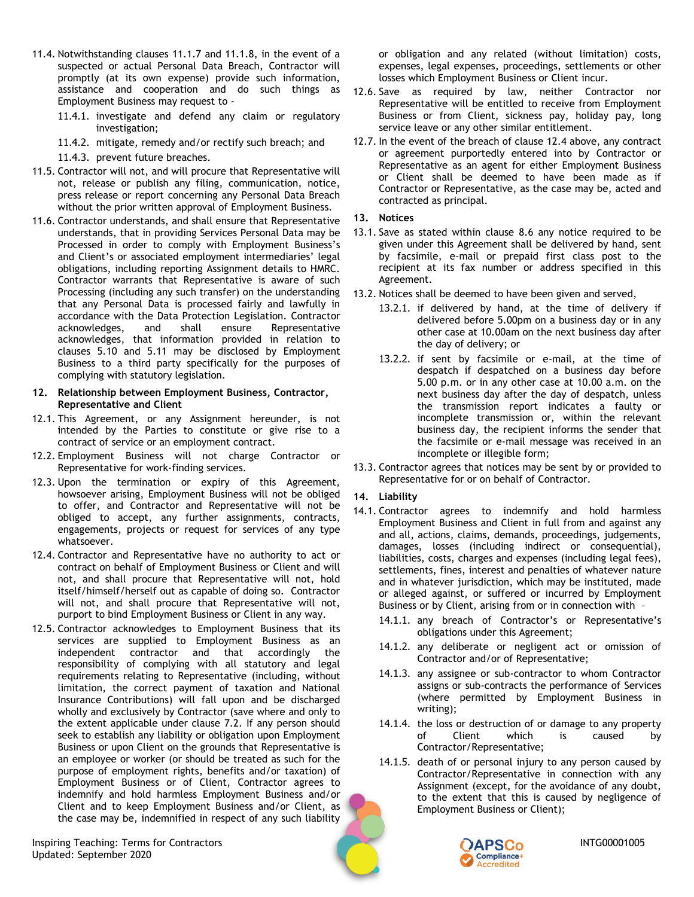11.4. Notwithstanding clauses 11.1.7 and 11.1.8, in the event of a suspected or actual Personal Data Breach, Contractor will promptly (at its own expense) provide such information, assistance and cooperation and do such things as Employment Business may request to -

11.4.1. investigate and defend any claim or regulatory investigation;

11.4.2. mitigate, remedy and/or rectify such breach; and

11.4.3. prevent future breaches.

11.5. Contractor will not, and will procure that Representative will not, release or publish any filing, communication, notice, press release or report concerning any Personal Data Breach without the prior written approval of Employment Business.

11.6. Contractor understands, and shall ensure that Representative understands, that in providing Services Personal Data may be Processed in order to comply with Employment Business's and Client's or associated employment intermediaries' legal obligations, including reporting Assignment details to HMRC. Contractor warrants that Representative is aware of such Processing (including any such transfer) on the understanding that any Personal Data is processed fairly and lawfully in accordance with the Data Protection Legislation. Contractor acknowledges, and shall ensure Representative acknowledges, that information provided in relation to clauses 5.10 and 5.11 may be disclosed by Employment Business to a third party specifically for the purposes of complying with statutory legislation.

## 12. Relationship between Employment Business, Contractor, Representative and Client

12.1. This Agreement, or any Assignment hereunder, is not intended by the Parties to constitute or give rise to a contract of service or an employment contract.

12.2. Employment Business will not charge Contractor or Representative for work-finding services.

12.3. Upon the termination or expiry of this Agreement, howsoever arising, Employment Business will not be obliged to offer, and Contractor and Representative will not be obliged to accept, any further assignments, contracts, engagements, projects or request for services of any type whatsoever.

12.4. Contractor and Representative have no authority to act or contract on behalf of Employment Business or Client and will not, and shall procure that Representative will not, hold itself/himself/herself out as capable of doing so. Contractor will not, and shall procure that Representative will not, purport to bind Employment Business or Client in any way.

12.5. Contractor acknowledges to Employment Business that its services are supplied to Employment Business as an independent contractor and that accordingly the responsibility of complying with all statutory and legal requirements relating to Representative (including, without limitation, the correct payment of taxation and National Insurance Contributions) will fall upon and be discharged wholly and exclusively by Contractor (save where and only to the extent applicable under clause 7.2. If any person should seek to establish any liability or obligation upon Employment Business or upon Client on the grounds that Representative is an employee or worker (or should be treated as such for the purpose of employment rights, benefits and/or taxation) of Employment Business or of Client, Contractor agrees to indemnify and hold harmless Employment Business and/or Client and to keep Employment Business and/or Client, as the case may be, indemnified in respect of any such liability or obligation and any related (without limitation) costs, expenses, legal expenses, proceedings, settlements or other losses which Employment Business or Client incur.

12.6. Save as required by law, neither Contractor nor Representative will be entitled to receive from Employment Business or from Client, sickness pay, holiday pay, long service leave or any other similar entitlement.

12.7. In the event of the breach of clause 12.4 above, any contract or agreement purportedly entered into by Contractor or Representative as an agent for either Employment Business or Client shall be deemed to have been made as if Contractor or Representative, as the case may be, acted and contracted as principal.

## 13. Notices

13.1. Save as stated within clause 8.6 any notice required to be given under this Agreement shall be delivered by hand, sent by facsimile, e-mail or prepaid first class post to the recipient at its fax number or address specified in this Agreement.

13.2. Notices shall be deemed to have been given and served,

13.2.1. if delivered by hand, at the time of delivery if delivered before 5.00pm on a business day or in any other case at 10.00am on the next business day after the day of delivery; or

13.2.2. if sent by facsimile or e-mail, at the time of despatch if despatched on a business day before 5.00 p.m. or in any other case at 10.00 a.m. on the next business day after the day of despatch, unless the transmission report indicates a faulty or incomplete transmission or, within the relevant business day, the recipient informs the sender that the facsimile or e-mail message was received in an incomplete or illegible form;

13.3. Contractor agrees that notices may be sent by or provided to Representative for or on behalf of Contractor.

## 14. Liability

14.1. Contractor agrees to indemnify and hold harmless Employment Business and Client in full from and against any and all, actions, claims, demands, proceedings, judgements, damages, losses (including indirect or consequential), liabilities, costs, charges and expenses (including legal fees), settlements, fines, interest and penalties of whatever nature and in whatever jurisdiction, which may be instituted, made or alleged against, or suffered or incurred by Employment Business or by Client, arising from or in connection with –

14.1.1. any breach of Contractor's or Representative's obligations under this Agreement;

14.1.2. any deliberate or negligent act or omission of Contractor and/or of Representative;

14.1.3. any assignee or sub-contractor to whom Contractor assigns or sub-contracts the performance of Services (where permitted by Employment Business in writing);

14.1.4. the loss or destruction of or damage to any property of Client which is caused by Contractor/Representative;

14.1.5. death of or personal injury to any person caused by Contractor/Representative in connection with any Assignment (except, for the avoidance of any doubt, to the extent that this is caused by negligence of Employment Business or Client);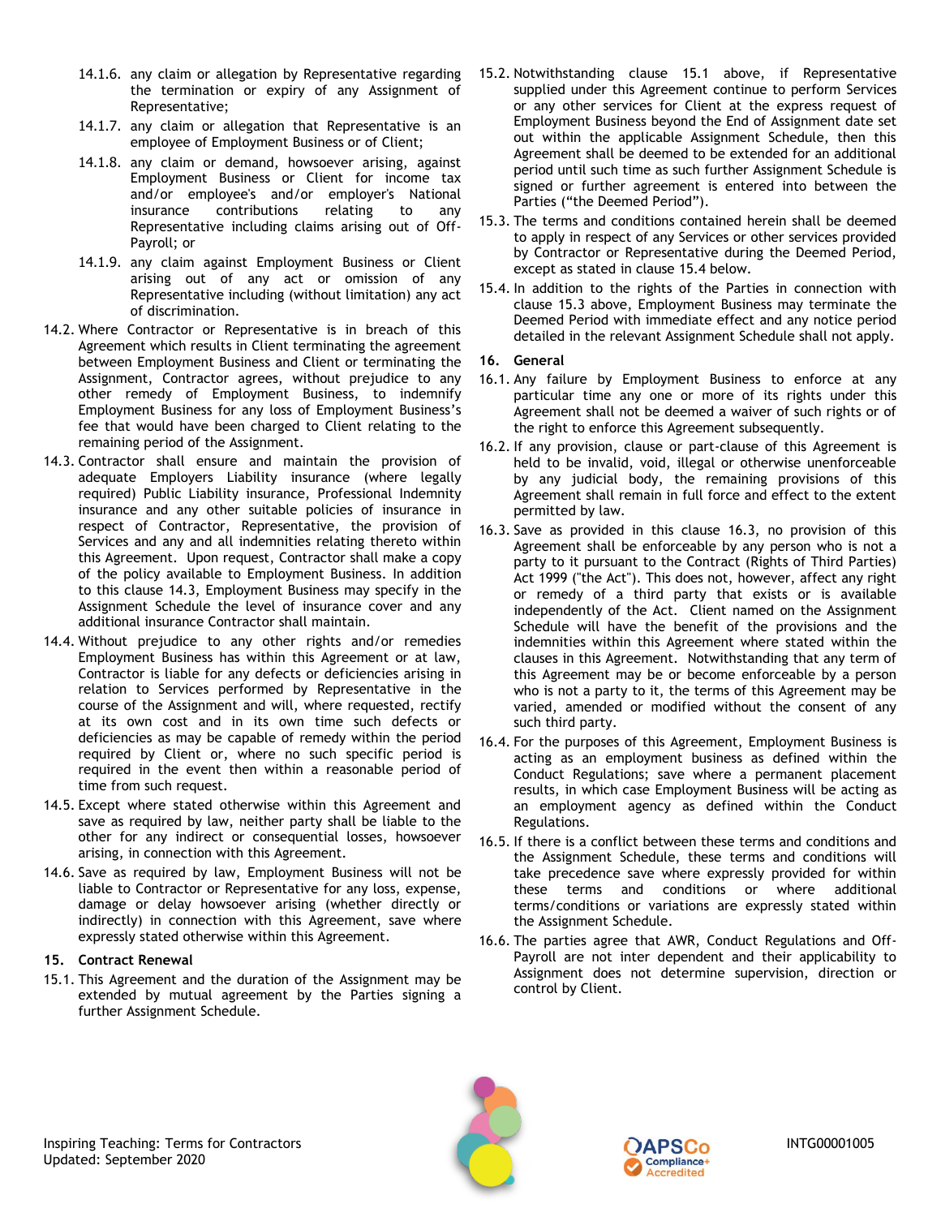14.1.6. any claim or allegation by Representative regarding the termination or expiry of any Assignment of Representative;

14.1.7. any claim or allegation that Representative is an employee of Employment Business or of Client;

14.1.8. any claim or demand, howsoever arising, against Employment Business or Client for income tax and/or employee's and/or employer's National insurance contributions relating to any Representative including claims arising out of Off-Payroll; or

14.1.9. any claim against Employment Business or Client arising out of any act or omission of any Representative including (without limitation) any act of discrimination.

14.2. Where Contractor or Representative is in breach of this Agreement which results in Client terminating the agreement between Employment Business and Client or terminating the Assignment, Contractor agrees, without prejudice to any other remedy of Employment Business, to indemnify Employment Business for any loss of Employment Business's fee that would have been charged to Client relating to the remaining period of the Assignment.

14.3. Contractor shall ensure and maintain the provision of adequate Employers Liability insurance (where legally required) Public Liability insurance, Professional Indemnity insurance and any other suitable policies of insurance in respect of Contractor, Representative, the provision of Services and any and all indemnities relating thereto within this Agreement. Upon request, Contractor shall make a copy of the policy available to Employment Business. In addition to this clause 14.3, Employment Business may specify in the Assignment Schedule the level of insurance cover and any additional insurance Contractor shall maintain.

14.4. Without prejudice to any other rights and/or remedies Employment Business has within this Agreement or at law, Contractor is liable for any defects or deficiencies arising in relation to Services performed by Representative in the course of the Assignment and will, where requested, rectify at its own cost and in its own time such defects or deficiencies as may be capable of remedy within the period required by Client or, where no such specific period is required in the event then within a reasonable period of time from such request.

14.5. Except where stated otherwise within this Agreement and save as required by law, neither party shall be liable to the other for any indirect or consequential losses, howsoever arising, in connection with this Agreement.

14.6. Save as required by law, Employment Business will not be liable to Contractor or Representative for any loss, expense, damage or delay howsoever arising (whether directly or indirectly) in connection with this Agreement, save where expressly stated otherwise within this Agreement.

## 15. Contract Renewal

15.1. This Agreement and the duration of the Assignment may be extended by mutual agreement by the Parties signing a further Assignment Schedule.

15.2. Notwithstanding clause 15.1 above, if Representative supplied under this Agreement continue to perform Services or any other services for Client at the express request of Employment Business beyond the End of Assignment date set out within the applicable Assignment Schedule, then this Agreement shall be deemed to be extended for an additional period until such time as such further Assignment Schedule is signed or further agreement is entered into between the Parties ("the Deemed Period").

15.3. The terms and conditions contained herein shall be deemed to apply in respect of any Services or other services provided by Contractor or Representative during the Deemed Period, except as stated in clause 15.4 below.

15.4. In addition to the rights of the Parties in connection with clause 15.3 above, Employment Business may terminate the Deemed Period with immediate effect and any notice period detailed in the relevant Assignment Schedule shall not apply.

## 16. General

16.1. Any failure by Employment Business to enforce at any particular time any one or more of its rights under this Agreement shall not be deemed a waiver of such rights or of the right to enforce this Agreement subsequently.

16.2. If any provision, clause or part-clause of this Agreement is held to be invalid, void, illegal or otherwise unenforceable by any judicial body, the remaining provisions of this Agreement shall remain in full force and effect to the extent permitted by law.

16.3. Save as provided in this clause 16.3, no provision of this Agreement shall be enforceable by any person who is not a party to it pursuant to the Contract (Rights of Third Parties) Act 1999 ("the Act"). This does not, however, affect any right or remedy of a third party that exists or is available independently of the Act. Client named on the Assignment Schedule will have the benefit of the provisions and the indemnities within this Agreement where stated within the clauses in this Agreement. Notwithstanding that any term of this Agreement may be or become enforceable by a person who is not a party to it, the terms of this Agreement may be varied, amended or modified without the consent of any such third party.

16.4. For the purposes of this Agreement, Employment Business is acting as an employment business as defined within the Conduct Regulations; save where a permanent placement results, in which case Employment Business will be acting as an employment agency as defined within the Conduct Regulations.

16.5. If there is a conflict between these terms and conditions and the Assignment Schedule, these terms and conditions will take precedence save where expressly provided for within these terms and conditions or where additional terms/conditions or variations are expressly stated within the Assignment Schedule.

16.6. The parties agree that AWR, Conduct Regulations and Off-Payroll are not inter dependent and their applicability to Assignment does not determine supervision, direction or control by Client.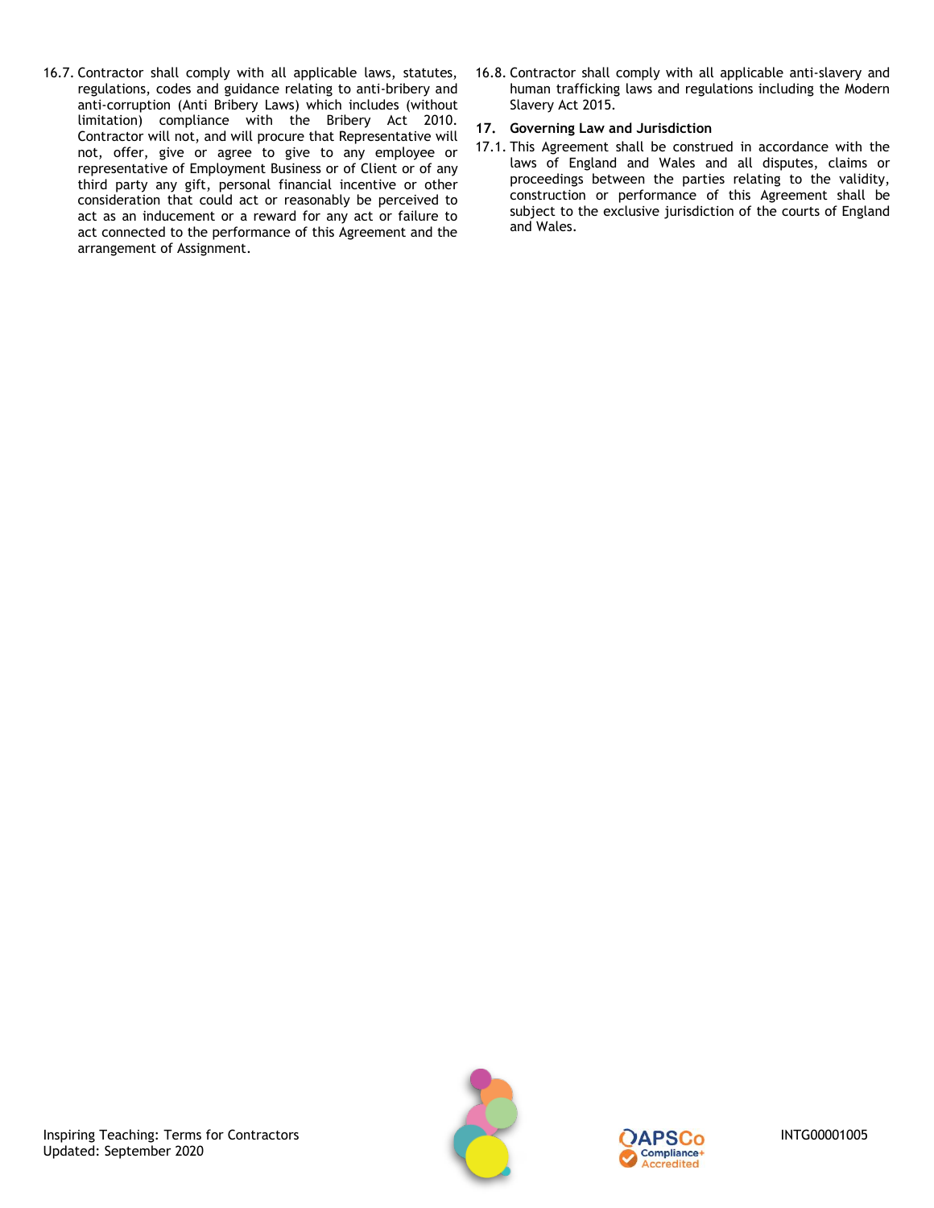16.7. Contractor shall comply with all applicable laws, statutes, regulations, codes and guidance relating to anti-bribery and anti-corruption (Anti Bribery Laws) which includes (without limitation) compliance with the Bribery Act 2010. Contractor will not, and will procure that Representative will not, offer, give or agree to give to any employee or representative of Employment Business or of Client or of any third party any gift, personal financial incentive or other consideration that could act or reasonably be perceived to act as an inducement or a reward for any act or failure to act connected to the performance of this Agreement and the arrangement of Assignment.

16.8. Contractor shall comply with all applicable anti-slavery and human trafficking laws and regulations including the Modern Slavery Act 2015.

**17. Governing Law and Jurisdiction**

17.1. This Agreement shall be construed in accordance with the laws of England and Wales and all disputes, claims or proceedings between the parties relating to the validity, construction or performance of this Agreement shall be subject to the exclusive jurisdiction of the courts of England and Wales.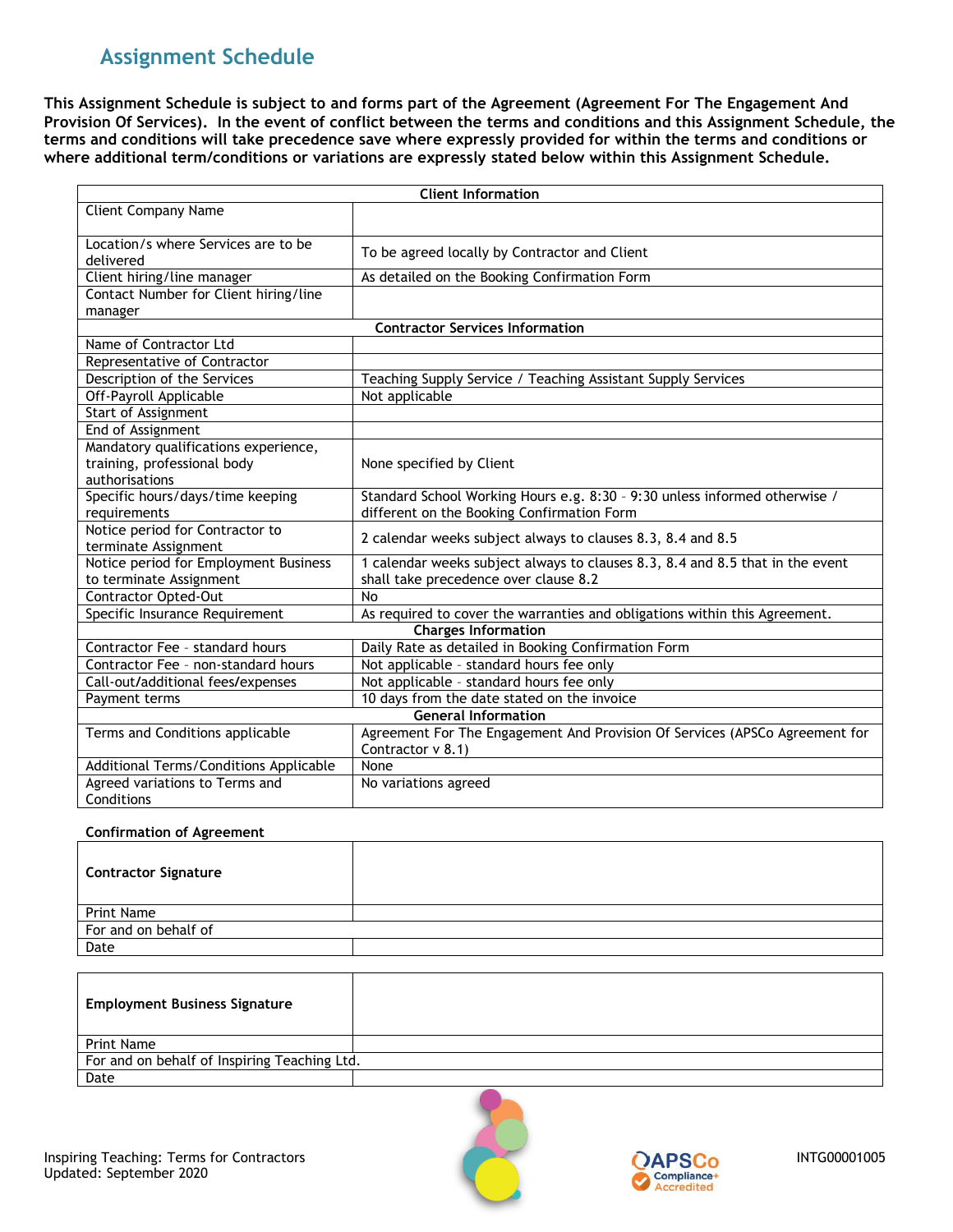## Assignment Schedule

**This Assignment Schedule is subject to and forms part of the Agreement (Agreement For The Engagement And Provision Of Services). In the event of conflict between the terms and conditions and this Assignment Schedule, the terms and conditions will take precedence save where expressly provided for within the terms and conditions or where additional term/conditions or variations are expressly stated below within this Assignment Schedule.**

| | |
|---|---|
| **Client Information** | |
| Client Company Name | |
| Location/s where Services are to be delivered | To be agreed locally by Contractor and Client |
| Client hiring/line manager | As detailed on the Booking Confirmation Form |
| Contact Number for Client hiring/line manager | |
| **Contractor Services Information** | |
| Name of Contractor Ltd | |
| Representative of Contractor | |
| Description of the Services | Teaching Supply Service / Teaching Assistant Supply Services |
| Off-Payroll Applicable | Not applicable |
| Start of Assignment | |
| End of Assignment | |
| Mandatory qualifications experience, training, professional body authorisations | None specified by Client |
| Specific hours/days/time keeping requirements | Standard School Working Hours e.g. 8:30 – 9:30 unless informed otherwise / different on the Booking Confirmation Form |
| Notice period for Contractor to terminate Assignment | 2 calendar weeks subject always to clauses 8.3, 8.4 and 8.5 |
| Notice period for Employment Business to terminate Assignment | 1 calendar weeks subject always to clauses 8.3, 8.4 and 8.5 that in the event shall take precedence over clause 8.2 |
| Contractor Opted-Out | No |
| Specific Insurance Requirement | As required to cover the warranties and obligations within this Agreement. |
| **Charges Information** | |
| Contractor Fee – standard hours | Daily Rate as detailed in Booking Confirmation Form |
| Contractor Fee – non-standard hours | Not applicable – standard hours fee only |
| Call-out/additional fees/expenses | Not applicable – standard hours fee only |
| Payment terms | 10 days from the date stated on the invoice |
| **General Information** | |
| Terms and Conditions applicable | Agreement For The Engagement And Provision Of Services (APSCo Agreement for Contractor v 8.1) |
| Additional Terms/Conditions Applicable | None |
| Agreed variations to Terms and Conditions | No variations agreed |

**Confirmation of Agreement**

| | |
|---|---|
| **Contractor Signature** | |
| Print Name | |
| For and on behalf of | |
| Date | |

| | |
|---|---|
| **Employment Business Signature** | |
| Print Name | |
| For and on behalf of Inspiring Teaching Ltd. | |
| Date | |

Inspiring Teaching: Terms for Contractors
Updated: September 2020

APSCo Compliance+ Accredited

INTG00001005